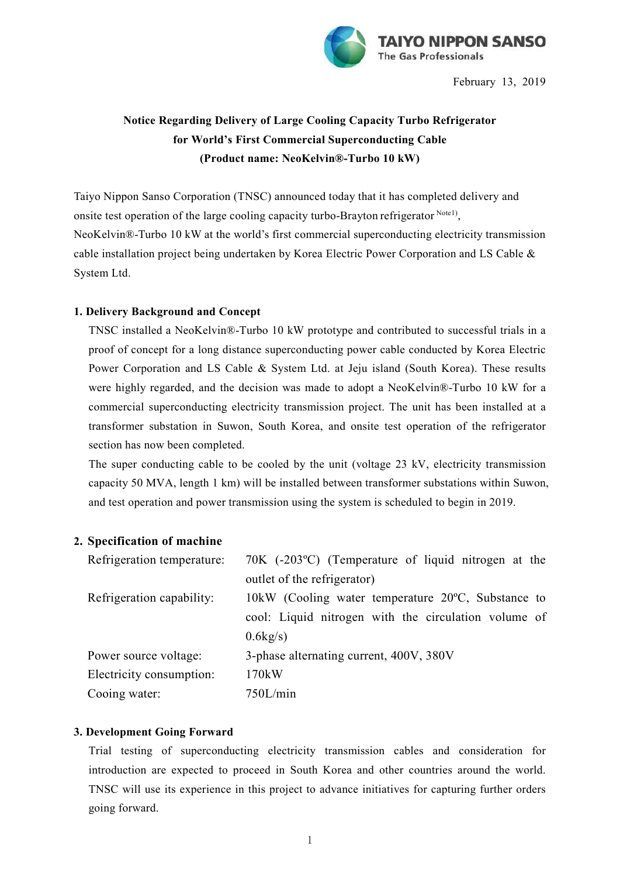TAIYO NIPPON SANSO
The Gas Professionals

February 13, 2019

# Notice Regarding Delivery of Large Cooling Capacity Turbo Refrigerator for World's First Commercial Superconducting Cable (Product name: NeoKelvin®-Turbo 10 kW)

Taiyo Nippon Sanso Corporation (TNSC) announced today that it has completed delivery and onsite test operation of the large cooling capacity turbo-Brayton refrigerator [Note1], NeoKelvin®-Turbo 10 kW at the world's first commercial superconducting electricity transmission cable installation project being undertaken by Korea Electric Power Corporation and LS Cable & System Ltd.

## 1. Delivery Background and Concept

TNSC installed a NeoKelvin®-Turbo 10 kW prototype and contributed to successful trials in a proof of concept for a long distance superconducting power cable conducted by Korea Electric Power Corporation and LS Cable & System Ltd. at Jeju island (South Korea). These results were highly regarded, and the decision was made to adopt a NeoKelvin®-Turbo 10 kW for a commercial superconducting electricity transmission project. The unit has been installed at a transformer substation in Suwon, South Korea, and onsite test operation of the refrigerator section has now been completed.

The super conducting cable to be cooled by the unit (voltage 23 kV, electricity transmission capacity 50 MVA, length 1 km) will be installed between transformer substations within Suwon, and test operation and power transmission using the system is scheduled to begin in 2019.

## 2. Specification of machine

| | |
|---|---|
| Refrigeration temperature: | 70K (-203ºC) (Temperature of liquid nitrogen at the outlet of the refrigerator) |
| Refrigeration capability: | 10kW (Cooling water temperature 20ºC, Substance to cool: Liquid nitrogen with the circulation volume of 0.6kg/s) |
| Power source voltage: | 3-phase alternating current, 400V, 380V |
| Electricity consumption: | 170kW |
| Cooing water: | 750L/min |

## 3. Development Going Forward

Trial testing of superconducting electricity transmission cables and consideration for introduction are expected to proceed in South Korea and other countries around the world. TNSC will use its experience in this project to advance initiatives for capturing further orders going forward.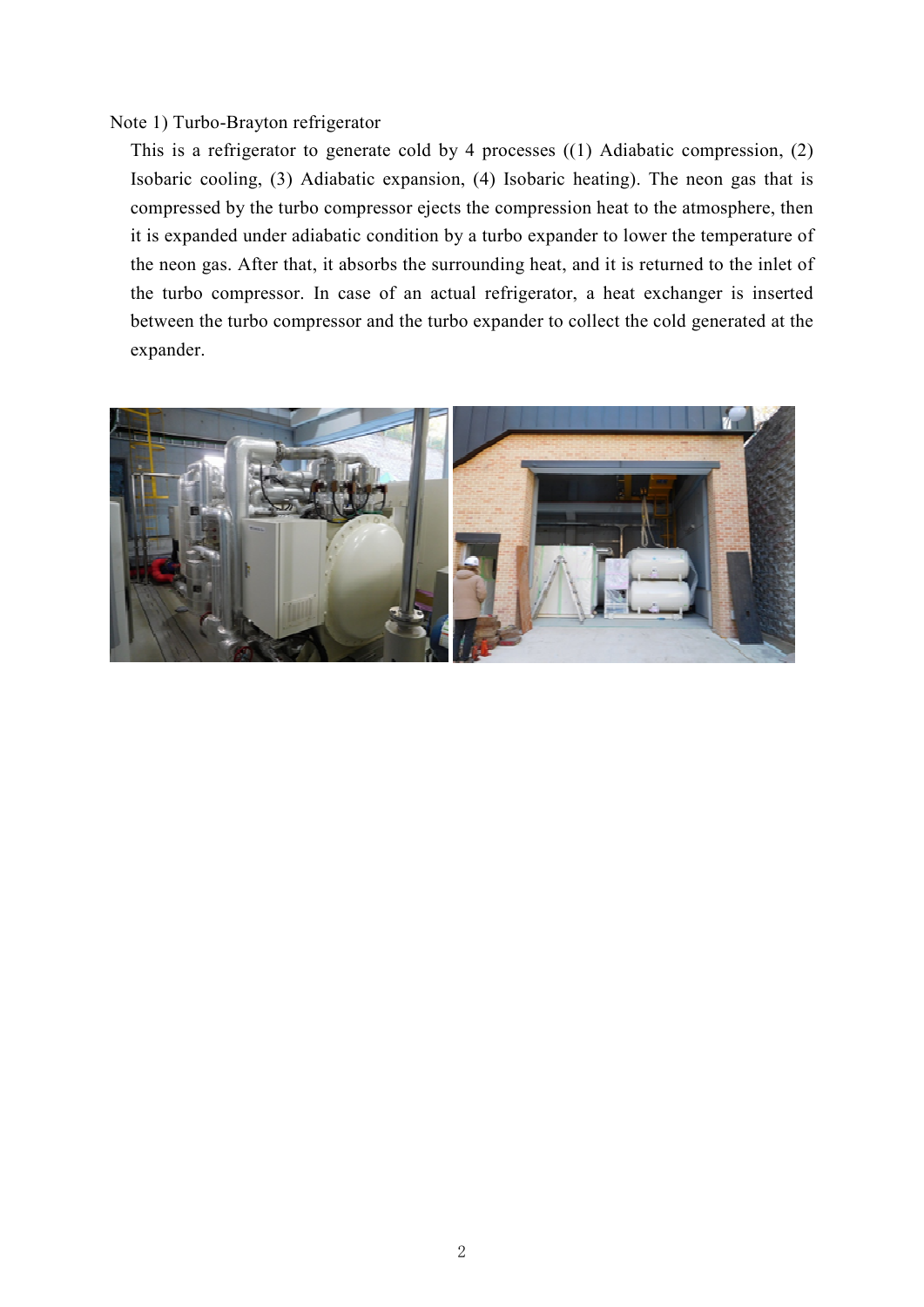Note 1) Turbo-Brayton refrigerator

This is a refrigerator to generate cold by 4 processes ((1) Adiabatic compression, (2) Isobaric cooling, (3) Adiabatic expansion, (4) Isobaric heating). The neon gas that is compressed by the turbo compressor ejects the compression heat to the atmosphere, then it is expanded under adiabatic condition by a turbo expander to lower the temperature of the neon gas. After that, it absorbs the surrounding heat, and it is returned to the inlet of the turbo compressor. In case of an actual refrigerator, a heat exchanger is inserted between the turbo compressor and the turbo expander to collect the cold generated at the expander.